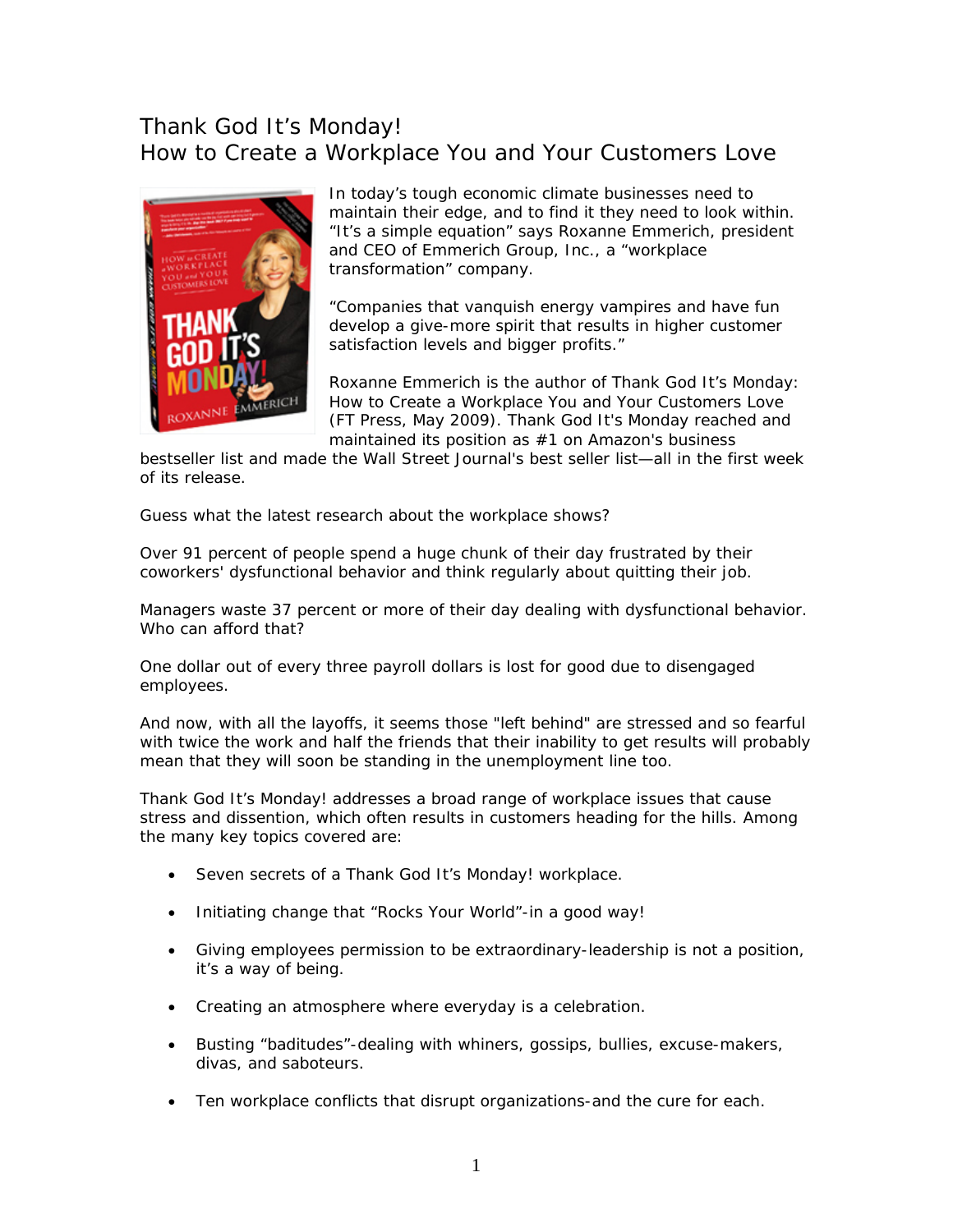# Thank God It's Monday!
## How to Create a Workplace You and Your Customers Love

In today's tough economic climate businesses need to maintain their edge, and to find it they need to look within. "It's a simple equation" says Roxanne Emmerich, president and CEO of Emmerich Group, Inc., a "workplace transformation" company.

"Companies that vanquish energy vampires and have fun develop a give-more spirit that results in higher customer satisfaction levels and bigger profits."

Roxanne Emmerich is the author of Thank God It's Monday: How to Create a Workplace You and Your Customers Love (FT Press, May 2009). Thank God It's Monday reached and maintained its position as #1 on Amazon's business bestseller list and made the Wall Street Journal's best seller list—all in the first week of its release.

Guess what the latest research about the workplace shows?

Over 91 percent of people spend a huge chunk of their day frustrated by their coworkers' dysfunctional behavior and think regularly about quitting their job.

Managers waste 37 percent or more of their day dealing with dysfunctional behavior. Who can afford that?

One dollar out of every three payroll dollars is lost for good due to disengaged employees.

And now, with all the layoffs, it seems those "left behind" are stressed and so fearful with twice the work and half the friends that their inability to get results will probably mean that they will soon be standing in the unemployment line too.

Thank God It's Monday! addresses a broad range of workplace issues that cause stress and dissention, which often results in customers heading for the hills. Among the many key topics covered are:

- Seven secrets of a Thank God It's Monday! workplace.
- Initiating change that "Rocks Your World"-in a good way!
- Giving employees permission to be extraordinary-leadership is not a position, it's a way of being.
- Creating an atmosphere where everyday is a celebration.
- Busting "baditudes"-dealing with whiners, gossips, bullies, excuse-makers, divas, and saboteurs.
- Ten workplace conflicts that disrupt organizations-and the cure for each.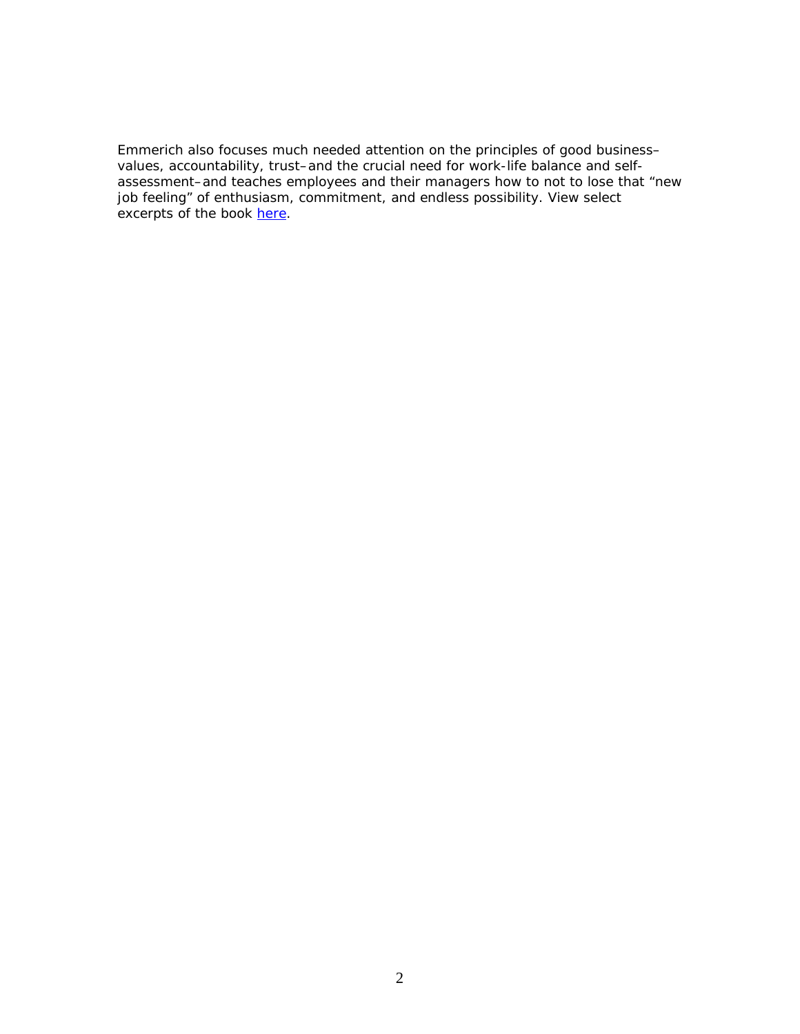Emmerich also focuses much needed attention on the principles of good business–values, accountability, trust–and the crucial need for work-life balance and self-assessment–and teaches employees and their managers how to not to lose that "new job feeling" of enthusiasm, commitment, and endless possibility. View select excerpts of the book here.